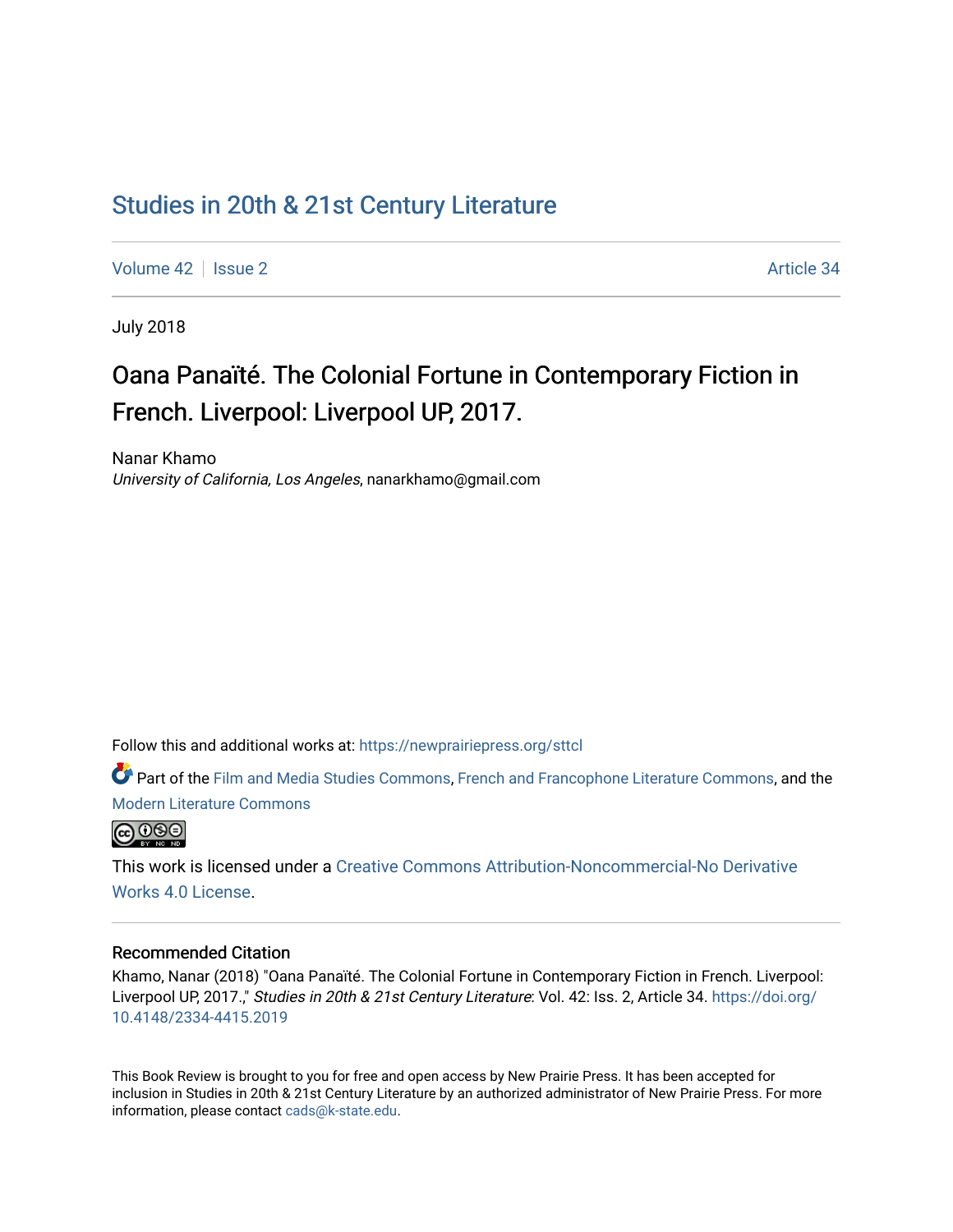# Studies in 20th & 21st Century Literature

Volume 42 | Issue 2 Article 34

July 2018

## Oana Panaïté. The Colonial Fortune in Contemporary Fiction in French. Liverpool: Liverpool UP, 2017.

Nanar Khamo
*University of California, Los Angeles*, nanarkhamo@gmail.com

Follow this and additional works at: https://newprairiepress.org/sttcl

Part of the Film and Media Studies Commons, French and Francophone Literature Commons, and the Modern Literature Commons

This work is licensed under a Creative Commons Attribution-Noncommercial-No Derivative Works 4.0 License.

### Recommended Citation

Khamo, Nanar (2018) "Oana Panaïté. The Colonial Fortune in Contemporary Fiction in French. Liverpool: Liverpool UP, 2017.," *Studies in 20th & 21st Century Literature*: Vol. 42: Iss. 2, Article 34. https://doi.org/10.4148/2334-4415.2019

This Book Review is brought to you for free and open access by New Prairie Press. It has been accepted for inclusion in Studies in 20th & 21st Century Literature by an authorized administrator of New Prairie Press. For more information, please contact cads@k-state.edu.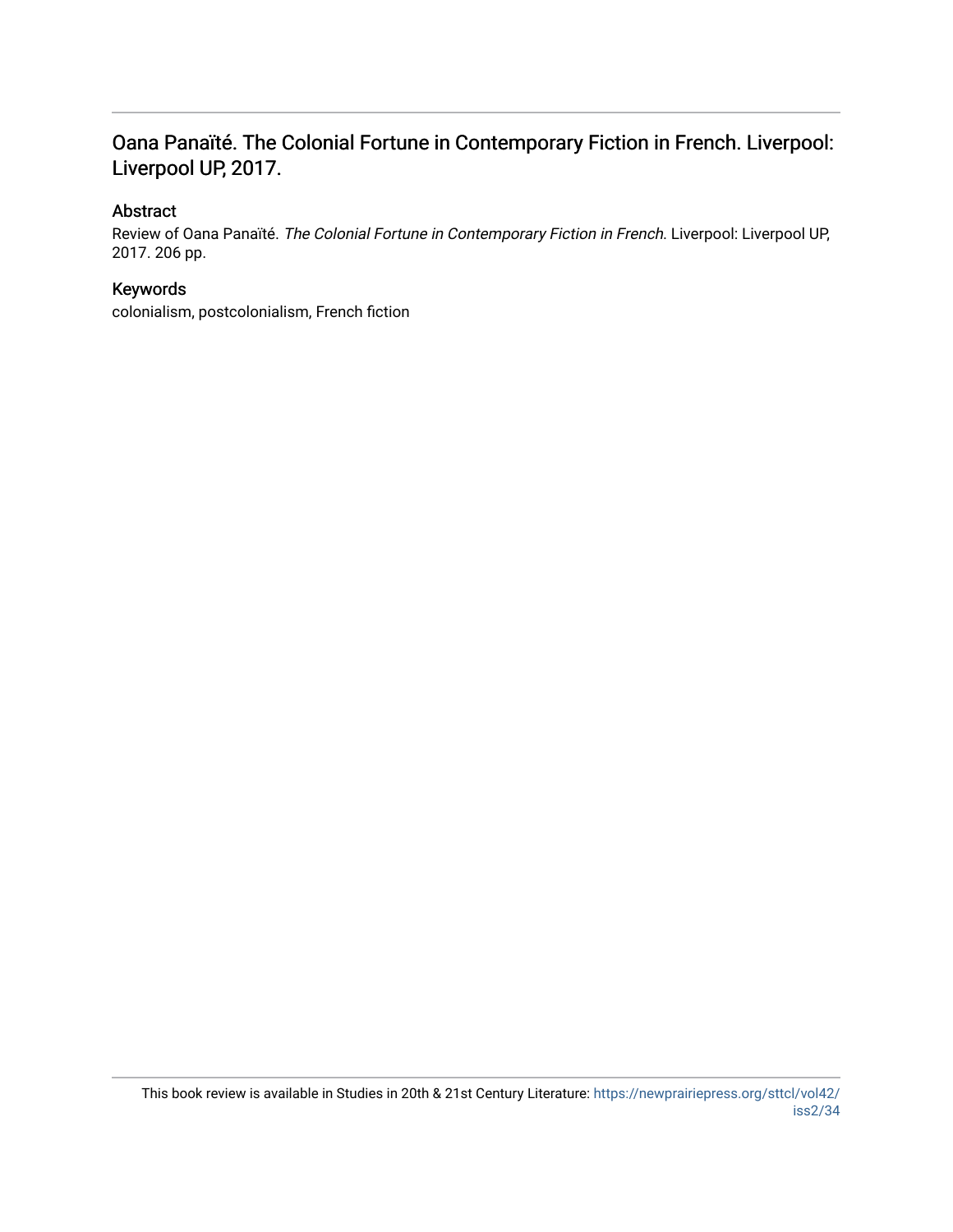## Oana Panaïté. The Colonial Fortune in Contemporary Fiction in French. Liverpool: Liverpool UP, 2017.

### Abstract

Review of Oana Panaïté. *The Colonial Fortune in Contemporary Fiction in French.* Liverpool: Liverpool UP, 2017. 206 pp.

### Keywords

colonialism, postcolonialism, French fiction

This book review is available in Studies in 20th & 21st Century Literature: https://newprairiepress.org/sttcl/vol42/iss2/34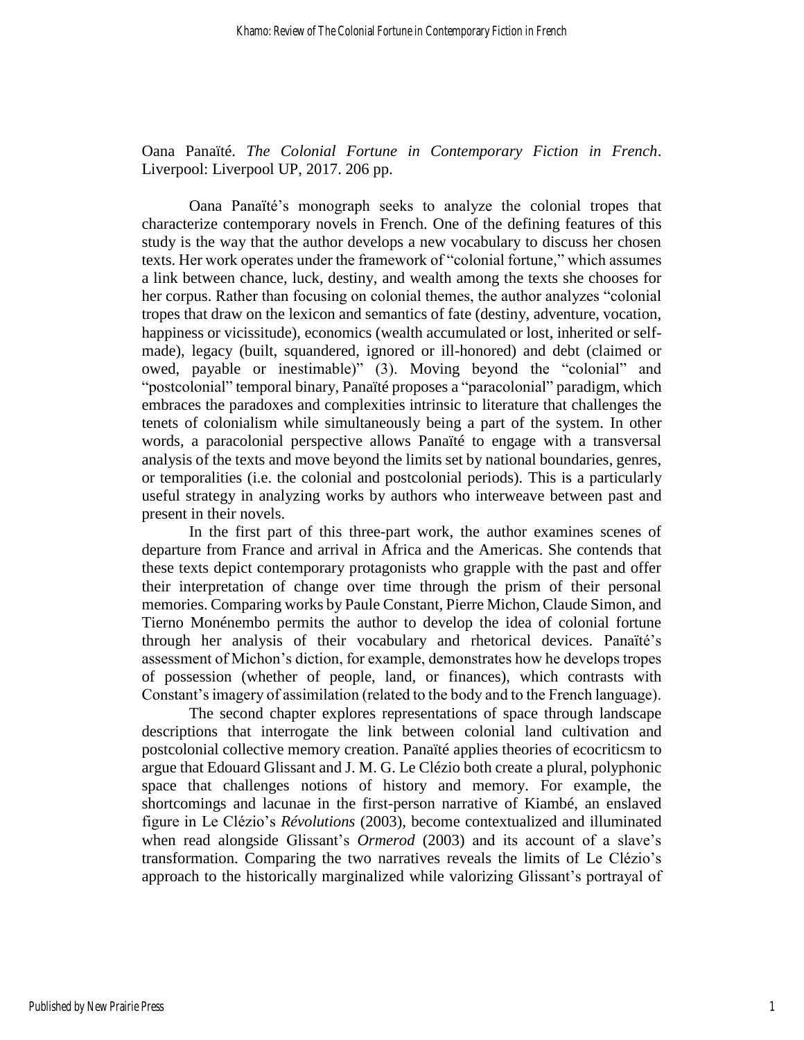Oana Panaïté. *The Colonial Fortune in Contemporary Fiction in French*. Liverpool: Liverpool UP, 2017. 206 pp.

Oana Panaïté's monograph seeks to analyze the colonial tropes that characterize contemporary novels in French. One of the defining features of this study is the way that the author develops a new vocabulary to discuss her chosen texts. Her work operates under the framework of "colonial fortune," which assumes a link between chance, luck, destiny, and wealth among the texts she chooses for her corpus. Rather than focusing on colonial themes, the author analyzes "colonial tropes that draw on the lexicon and semantics of fate (destiny, adventure, vocation, happiness or vicissitude), economics (wealth accumulated or lost, inherited or self-made), legacy (built, squandered, ignored or ill-honored) and debt (claimed or owed, payable or inestimable)" (3). Moving beyond the "colonial" and "postcolonial" temporal binary, Panaïté proposes a "paracolonial" paradigm, which embraces the paradoxes and complexities intrinsic to literature that challenges the tenets of colonialism while simultaneously being a part of the system. In other words, a paracolonial perspective allows Panaïté to engage with a transversal analysis of the texts and move beyond the limits set by national boundaries, genres, or temporalities (i.e. the colonial and postcolonial periods). This is a particularly useful strategy in analyzing works by authors who interweave between past and present in their novels.

In the first part of this three-part work, the author examines scenes of departure from France and arrival in Africa and the Americas. She contends that these texts depict contemporary protagonists who grapple with the past and offer their interpretation of change over time through the prism of their personal memories. Comparing works by Paule Constant, Pierre Michon, Claude Simon, and Tierno Monénembo permits the author to develop the idea of colonial fortune through her analysis of their vocabulary and rhetorical devices. Panaïté's assessment of Michon's diction, for example, demonstrates how he develops tropes of possession (whether of people, land, or finances), which contrasts with Constant's imagery of assimilation (related to the body and to the French language).

The second chapter explores representations of space through landscape descriptions that interrogate the link between colonial land cultivation and postcolonial collective memory creation. Panaïté applies theories of ecocriticsm to argue that Edouard Glissant and J. M. G. Le Clézio both create a plural, polyphonic space that challenges notions of history and memory. For example, the shortcomings and lacunae in the first-person narrative of Kiambé, an enslaved figure in Le Clézio's *Révolutions* (2003), become contextualized and illuminated when read alongside Glissant's *Ormerod* (2003) and its account of a slave's transformation. Comparing the two narratives reveals the limits of Le Clézio's approach to the historically marginalized while valorizing Glissant's portrayal of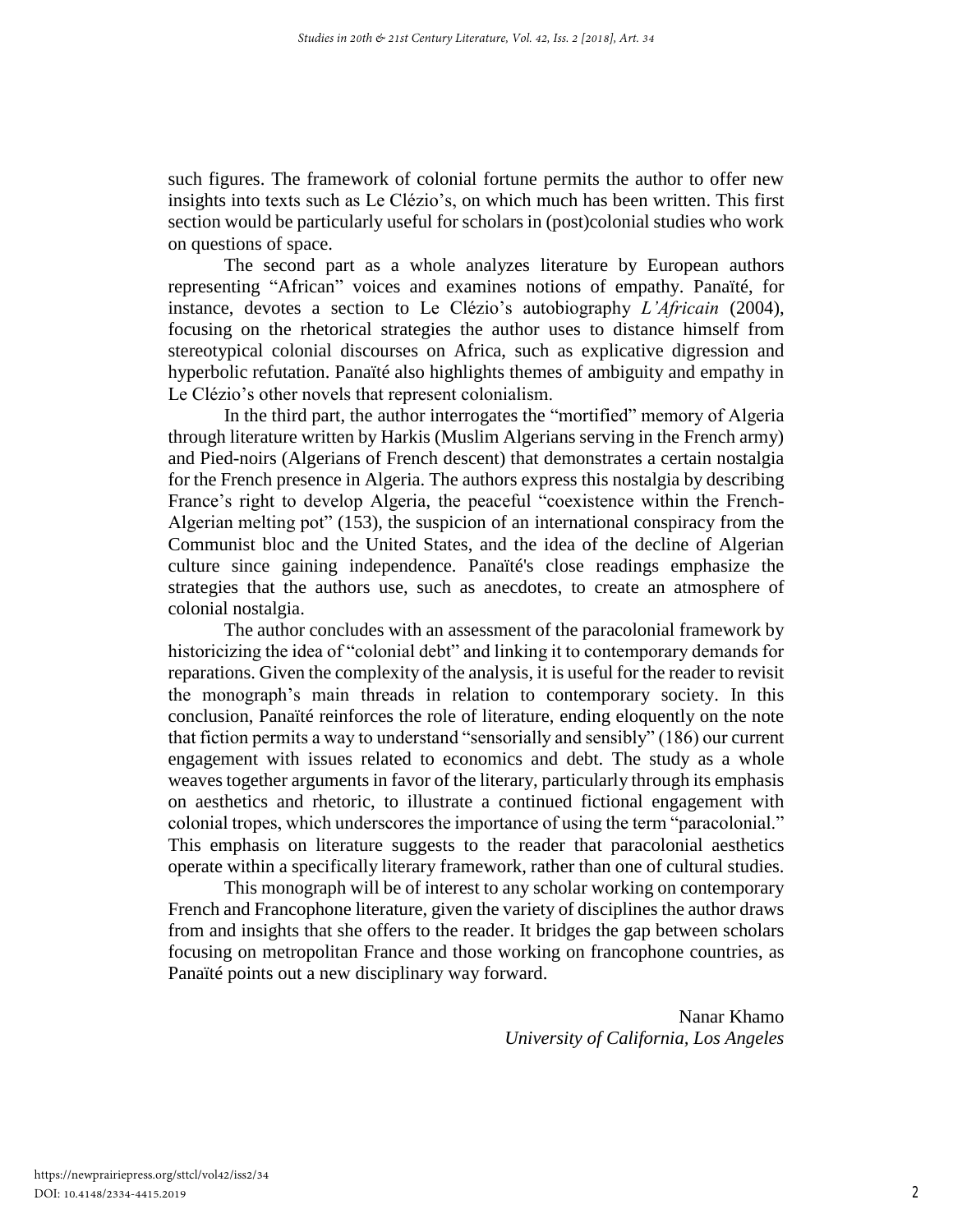such figures. The framework of colonial fortune permits the author to offer new insights into texts such as Le Clézio's, on which much has been written. This first section would be particularly useful for scholars in (post)colonial studies who work on questions of space.

The second part as a whole analyzes literature by European authors representing "African" voices and examines notions of empathy. Panaïté, for instance, devotes a section to Le Clézio's autobiography *L'Africain* (2004), focusing on the rhetorical strategies the author uses to distance himself from stereotypical colonial discourses on Africa, such as explicative digression and hyperbolic refutation. Panaïté also highlights themes of ambiguity and empathy in Le Clézio's other novels that represent colonialism.

In the third part, the author interrogates the "mortified" memory of Algeria through literature written by Harkis (Muslim Algerians serving in the French army) and Pied-noirs (Algerians of French descent) that demonstrates a certain nostalgia for the French presence in Algeria. The authors express this nostalgia by describing France's right to develop Algeria, the peaceful "coexistence within the French-Algerian melting pot" (153), the suspicion of an international conspiracy from the Communist bloc and the United States, and the idea of the decline of Algerian culture since gaining independence. Panaïté's close readings emphasize the strategies that the authors use, such as anecdotes, to create an atmosphere of colonial nostalgia.

The author concludes with an assessment of the paracolonial framework by historicizing the idea of "colonial debt" and linking it to contemporary demands for reparations. Given the complexity of the analysis, it is useful for the reader to revisit the monograph's main threads in relation to contemporary society. In this conclusion, Panaïté reinforces the role of literature, ending eloquently on the note that fiction permits a way to understand "sensorially and sensibly" (186) our current engagement with issues related to economics and debt. The study as a whole weaves together arguments in favor of the literary, particularly through its emphasis on aesthetics and rhetoric, to illustrate a continued fictional engagement with colonial tropes, which underscores the importance of using the term "paracolonial." This emphasis on literature suggests to the reader that paracolonial aesthetics operate within a specifically literary framework, rather than one of cultural studies.

This monograph will be of interest to any scholar working on contemporary French and Francophone literature, given the variety of disciplines the author draws from and insights that she offers to the reader. It bridges the gap between scholars focusing on metropolitan France and those working on francophone countries, as Panaïté points out a new disciplinary way forward.

Nanar Khamo
*University of California, Los Angeles*